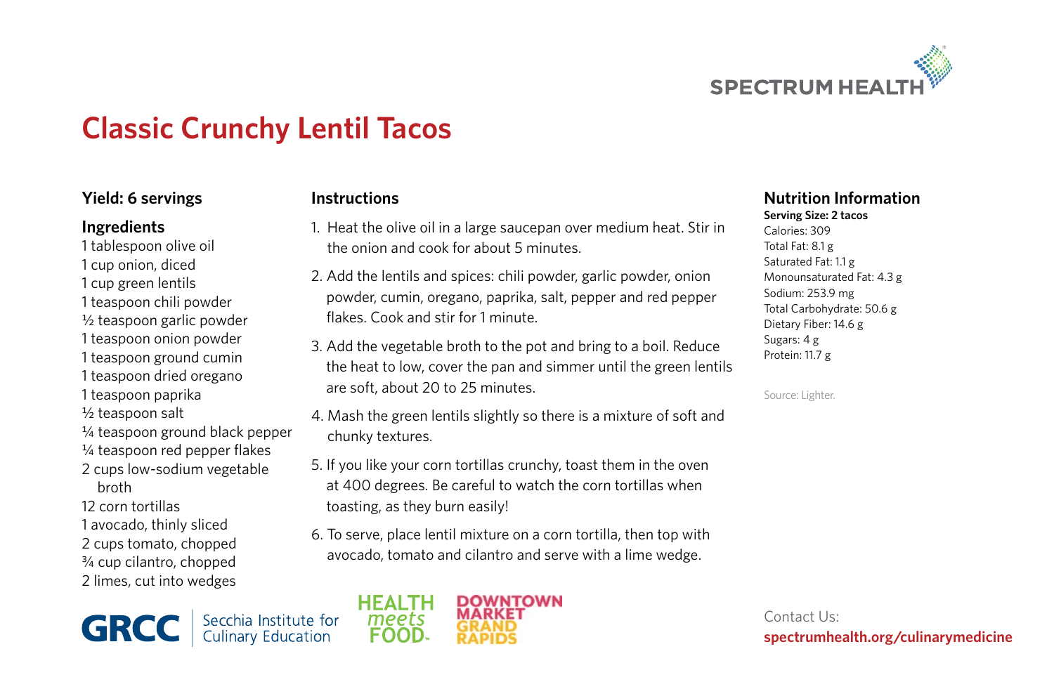SPECTRUM HEALTH

# Classic Crunchy Lentil Tacos

**Yield: 6 servings**

## Ingredients

1 tablespoon olive oil
1 cup onion, diced
1 cup green lentils
1 teaspoon chili powder
½ teaspoon garlic powder
1 teaspoon onion powder
1 teaspoon ground cumin
1 teaspoon dried oregano
1 teaspoon paprika
½ teaspoon salt
¼ teaspoon ground black pepper
¼ teaspoon red pepper flakes
2 cups low-sodium vegetable broth
12 corn tortillas
1 avocado, thinly sliced
2 cups tomato, chopped
¾ cup cilantro, chopped
2 limes, cut into wedges

## Instructions

1. Heat the olive oil in a large saucepan over medium heat. Stir in the onion and cook for about 5 minutes.
2. Add the lentils and spices: chili powder, garlic powder, onion powder, cumin, oregano, paprika, salt, pepper and red pepper flakes. Cook and stir for 1 minute.
3. Add the vegetable broth to the pot and bring to a boil. Reduce the heat to low, cover the pan and simmer until the green lentils are soft, about 20 to 25 minutes.
4. Mash the green lentils slightly so there is a mixture of soft and chunky textures.
5. If you like your corn tortillas crunchy, toast them in the oven at 400 degrees. Be careful to watch the corn tortillas when toasting, as they burn easily!
6. To serve, place lentil mixture on a corn tortilla, then top with avocado, tomato and cilantro and serve with a lime wedge.

## Nutrition Information

**Serving Size: 2 tacos**
Calories: 309
Total Fat: 8.1 g
Saturated Fat: 1.1 g
Monounsaturated Fat: 4.3 g
Sodium: 253.9 mg
Total Carbohydrate: 50.6 g
Dietary Fiber: 14.6 g
Sugars: 4 g
Protein: 11.7 g

Source: Lighter.

GRCC | Secchia Institute for Culinary Education

HEALTH meets FOOD

DOWNTOWN MARKET GRAND RAPIDS

Contact Us:
**spectrumhealth.org/culinarymedicine**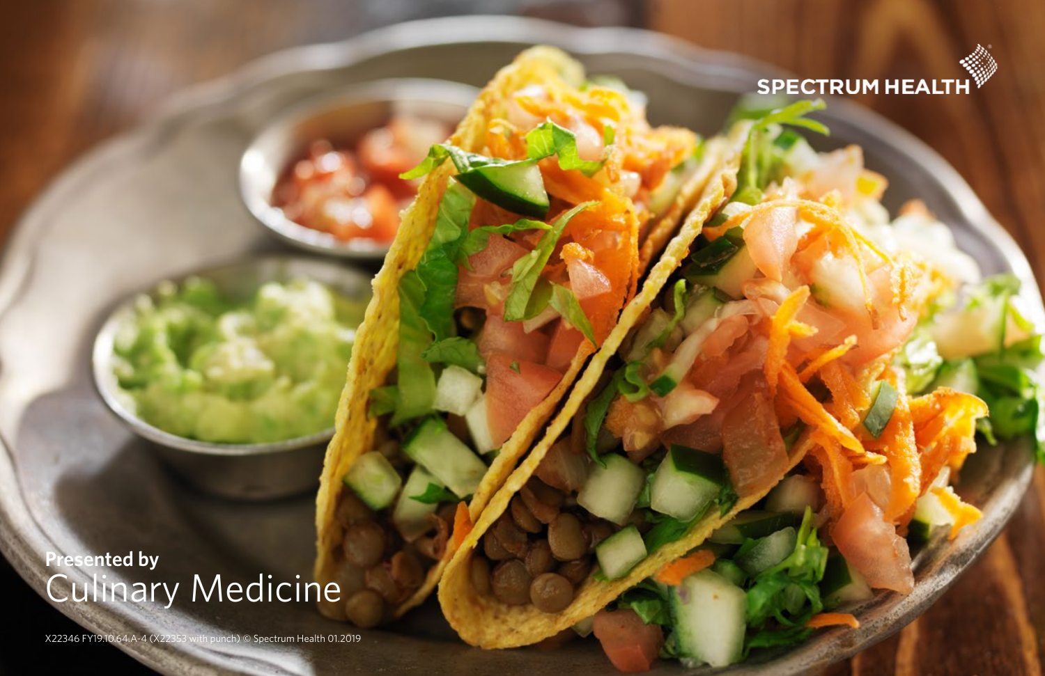SPECTRUM HEALTH

**Presented by**
Culinary Medicine

X22346 FY19.10.64.A-4 (X22353 with punch) © Spectrum Health 01.2019